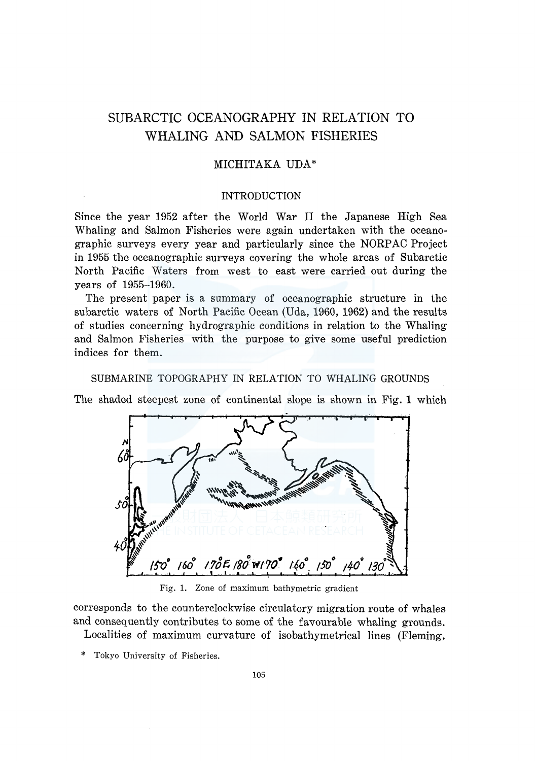# SUBARCTIC OCEANOGRAPHY IN RELATION TO WHALING AND SALMON FISHERIES

MICHITAKA UDA*

## INTRODUCTION

Since the year 1952 after the World War II the Japanese High Sea Whaling and Salmon Fisheries were again undertaken with the oceanographic surveys every year and particularly since the NORPAC Project in 1955 the oceanographic surveys covering the whole areas of Subarctic North Pacific Waters from west to east were carried out during the years of 1955–1960.

The present paper is a summary of oceanographic structure in the subarctic waters of North Pacific Ocean (Uda, 1960, 1962) and the results of studies concerning hydrographic conditions in relation to the Whaling and Salmon Fisheries with the purpose to give some useful prediction indices for them.

## SUBMARINE TOPOGRAPHY IN RELATION TO WHALING GROUNDS

The shaded steepest zone of continental slope is shown in Fig. 1 which

Fig. 1. Zone of maximum bathymetric gradient

corresponds to the counterclockwise circulatory migration route of whales and consequently contributes to some of the favourable whaling grounds.

Localities of maximum curvature of isobathymetrical lines (Fleming,

\* Tokyo University of Fisheries.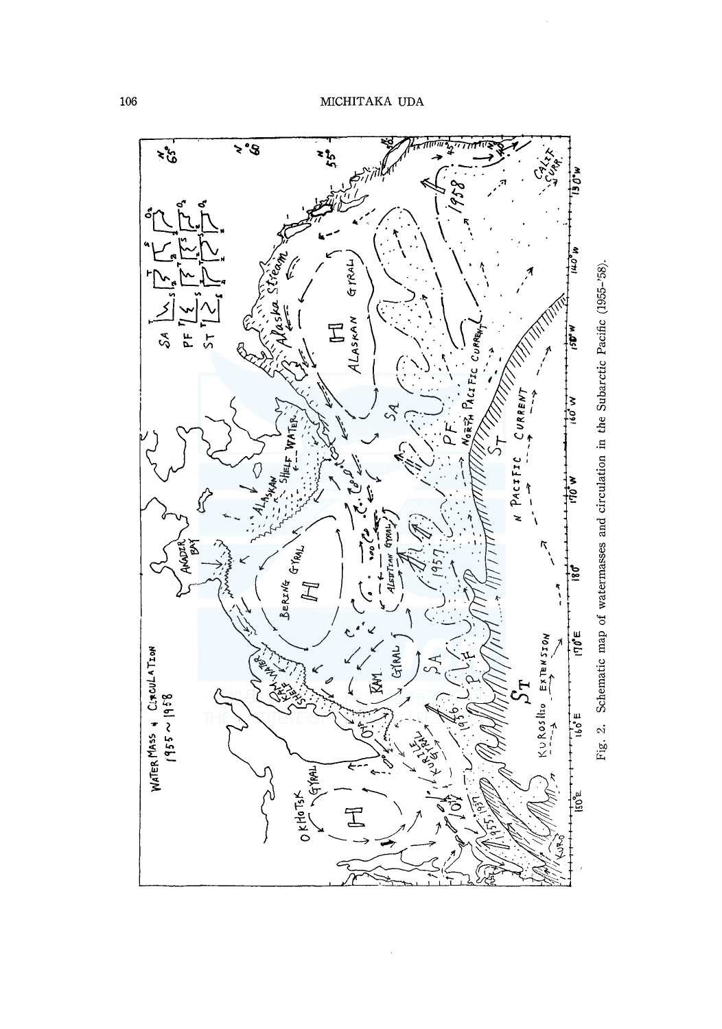Fig. 2. Schematic map of watermasses and circulation in the Subarctic Pacific (1955–'58).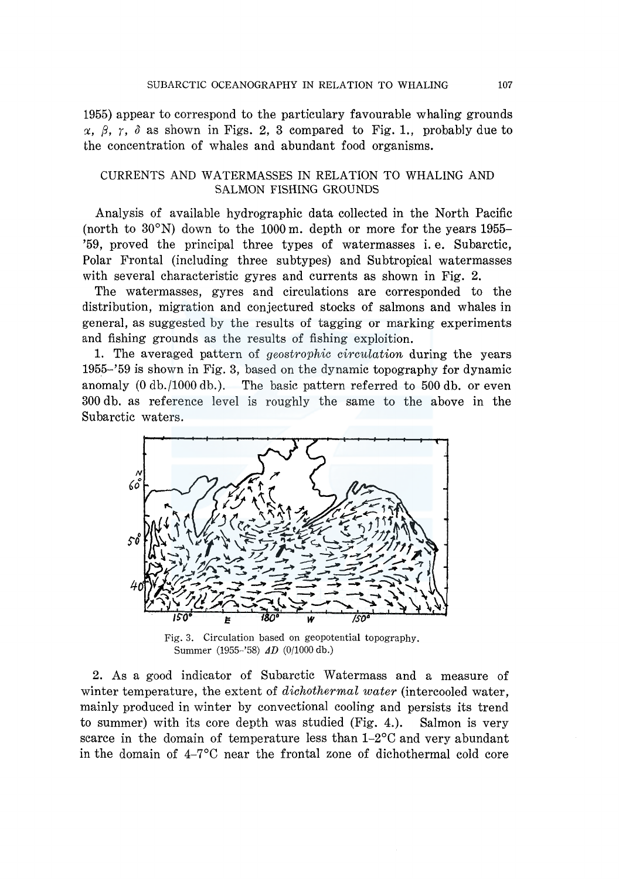1955) appear to correspond to the particulary favourable whaling grounds $\alpha$, $\beta$, $\gamma$, $\delta$ as shown in Figs. 2, 3 compared to Fig. 1., probably due to the concentration of whales and abundant food organisms.

## CURRENTS AND WATERMASSES IN RELATION TO WHALING AND SALMON FISHING GROUNDS

Analysis of available hydrographic data collected in the North Pacific (north to 30°N) down to the 1000 m. depth or more for the years 1955–'59, proved the principal three types of watermasses i. e. Subarctic, Polar Frontal (including three subtypes) and Subtropical watermasses with several characteristic gyres and currents as shown in Fig. 2.

The watermasses, gyres and circulations are corresponded to the distribution, migration and conjectured stocks of salmons and whales in general, as suggested by the results of tagging or marking experiments and fishing grounds as the results of fishing exploition.

1. The averaged pattern of *geostrophic circulation* during the years 1955–'59 is shown in Fig. 3, based on the dynamic topography for dynamic anomaly (0 db./1000 db.). The basic pattern referred to 500 db. or even 300 db. as reference level is roughly the same to the above in the Subarctic waters.

Fig. 3. Circulation based on geopotential topography. Summer (1955–'58) $\Delta D$ (0/1000 db.)

2. As a good indicator of Subarctic Watermass and a measure of winter temperature, the extent of *dichothermal water* (intercooled water, mainly produced in winter by convectional cooling and persists its trend to summer) with its core depth was studied (Fig. 4.). Salmon is very scarce in the domain of temperature less than 1–2°C and very abundant in the domain of 4–7°C near the frontal zone of dichothermal cold core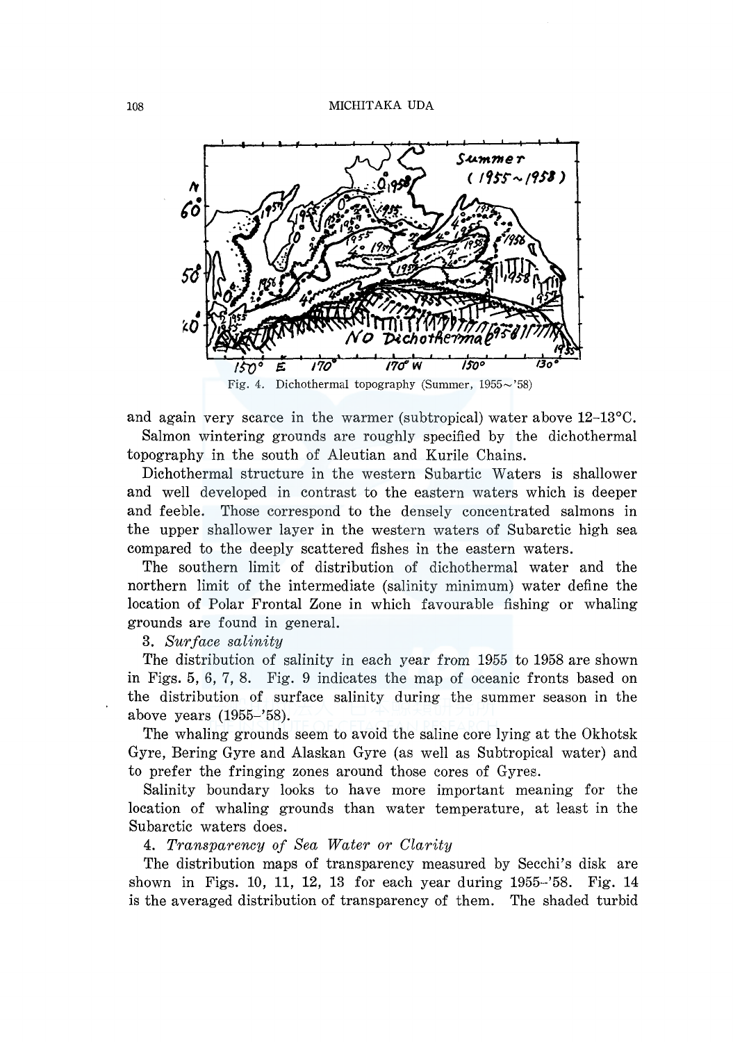Fig. 4. Dichothermal topography (Summer, 1955~'58)

and again very scarce in the warmer (subtropical) water above 12–13°C.

Salmon wintering grounds are roughly specified by the dichothermal topography in the south of Aleutian and Kurile Chains.

Dichothermal structure in the western Subartic Waters is shallower and well developed in contrast to the eastern waters which is deeper and feeble. Those correspond to the densely concentrated salmons in the upper shallower layer in the western waters of Subarctic high sea compared to the deeply scattered fishes in the eastern waters.

The southern limit of distribution of dichothermal water and the northern limit of the intermediate (salinity minimum) water define the location of Polar Frontal Zone in which favourable fishing or whaling grounds are found in general.

3. *Surface salinity*

The distribution of salinity in each year from 1955 to 1958 are shown in Figs. 5, 6, 7, 8. Fig. 9 indicates the map of oceanic fronts based on the distribution of surface salinity during the summer season in the above years (1955–'58).

The whaling grounds seem to avoid the saline core lying at the Okhotsk Gyre, Bering Gyre and Alaskan Gyre (as well as Subtropical water) and to prefer the fringing zones around those cores of Gyres.

Salinity boundary looks to have more important meaning for the location of whaling grounds than water temperature, at least in the Subarctic waters does.

4. *Transparency of Sea Water or Clarity*

The distribution maps of transparency measured by Secchi's disk are shown in Figs. 10, 11, 12, 13 for each year during 1955–'58. Fig. 14 is the averaged distribution of transparency of them. The shaded turbid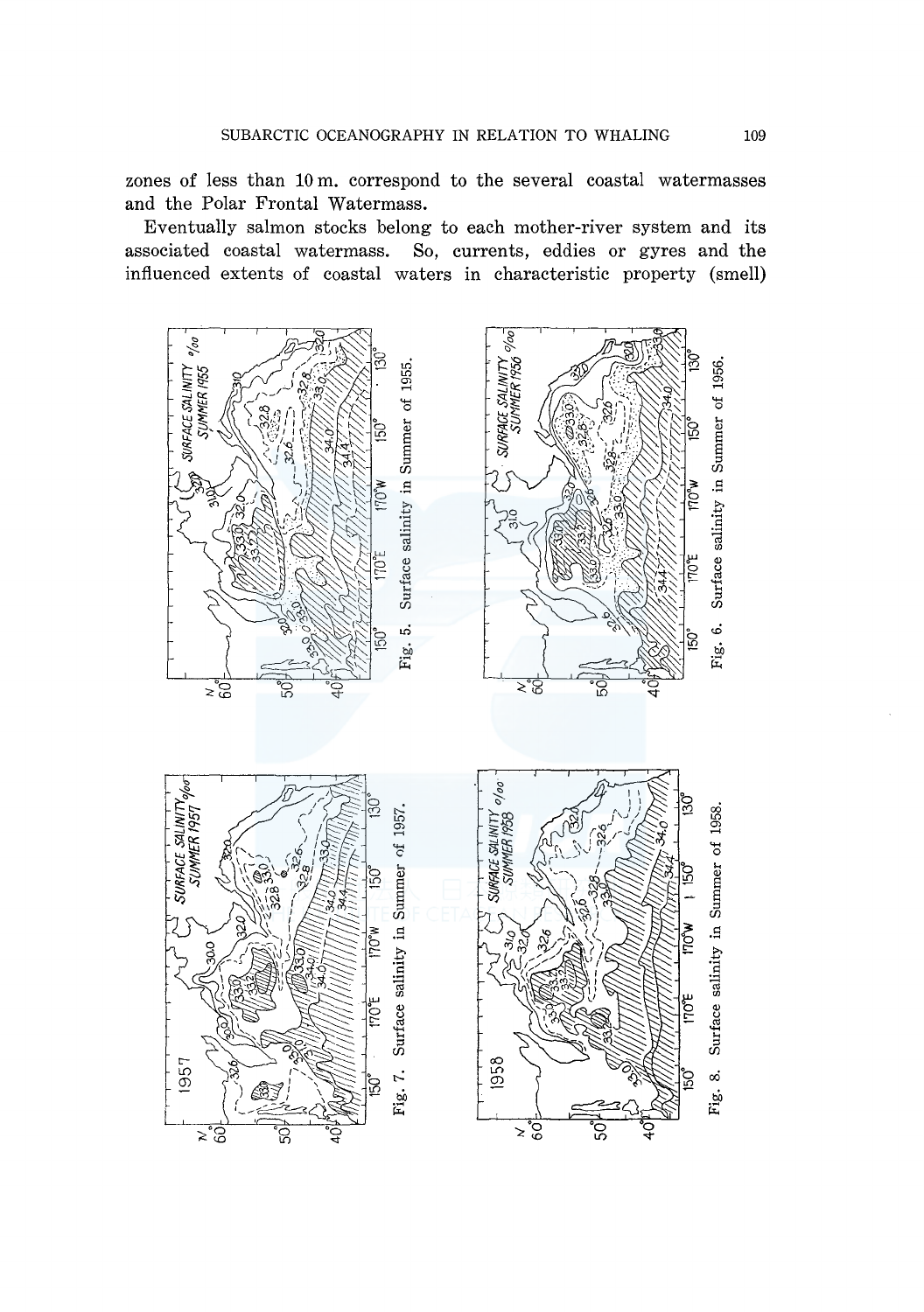zones of less than 10 m. correspond to the several coastal watermasses and the Polar Frontal Watermass.

Eventually salmon stocks belong to each mother-river system and its associated coastal watermass. So, currents, eddies or gyres and the influenced extents of coastal waters in characteristic property (smell)

Fig. 5. Surface salinity in Summer of 1955.

Fig. 6. Surface salinity in Summer of 1956.

Fig. 7. Surface salinity in Summer of 1957.

Fig. 8. Surface salinity in Summer of 1958.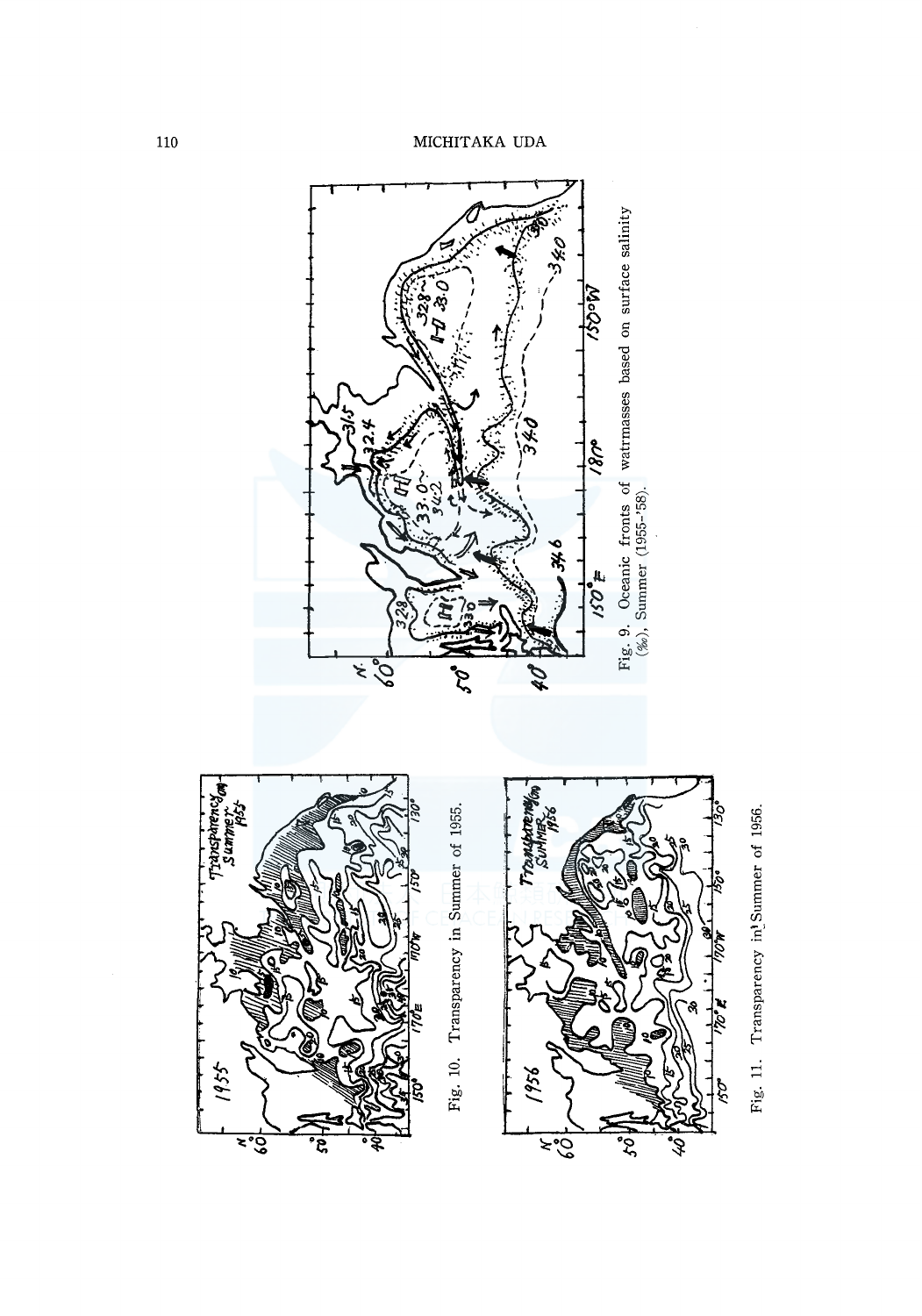Fig. 9. Oceanic fronts of watrmasses based on surface salinity (‰), Summer (1955-'58).

Fig. 10. Transparency in Summer of 1955.

Fig. 11. Transparency in Summer of 1956.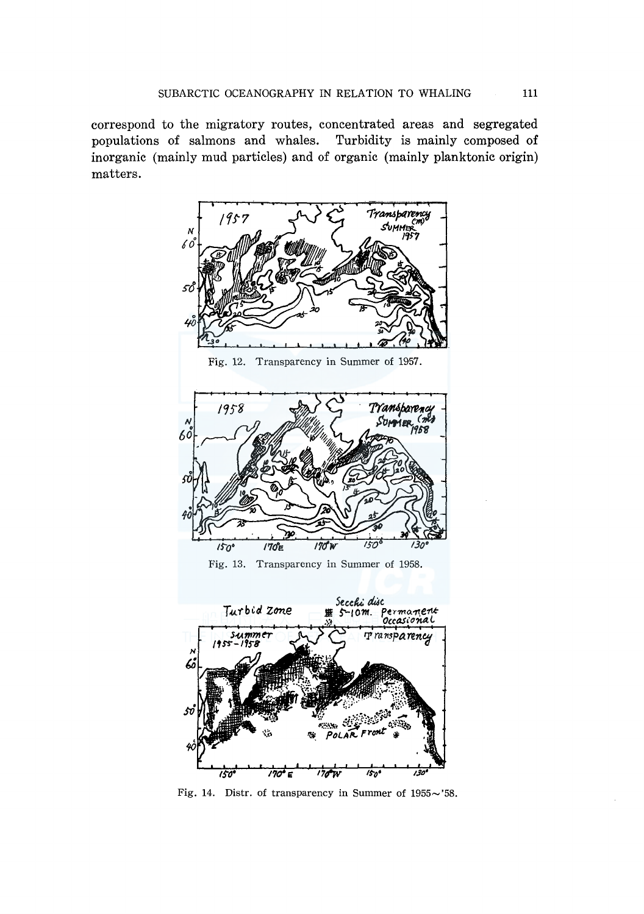correspond to the migratory routes, concentrated areas and segregated populations of salmons and whales. Turbidity is mainly composed of inorganic (mainly mud particles) and of organic (mainly planktonic origin) matters.

Fig. 12. Transparency in Summer of 1957.

Fig. 13. Transparency in Summer of 1958.

Fig. 14. Distr. of transparency in Summer of 1955~'58.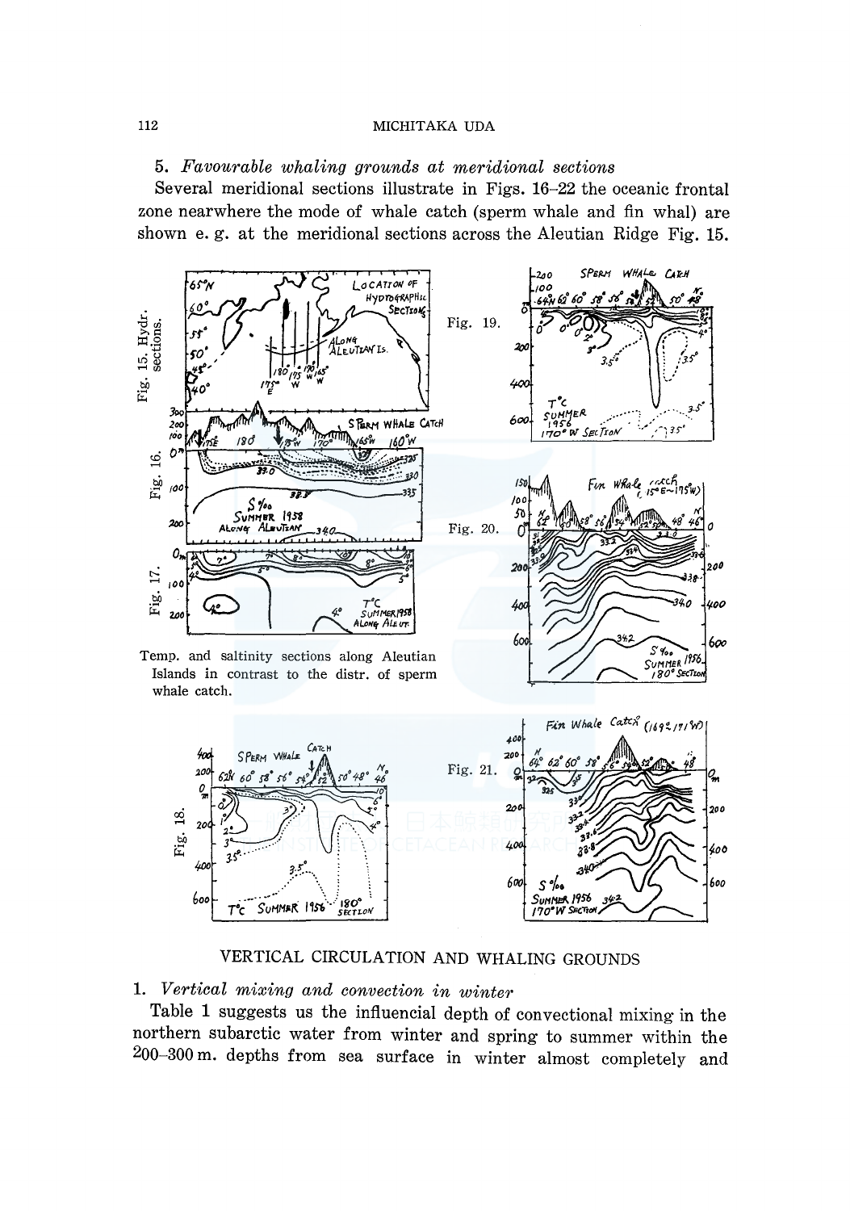### 5. *Favourable whaling grounds at meridional sections*

Several meridional sections illustrate in Figs. 16–22 the oceanic frontal zone nearwhere the mode of whale catch (sperm whale and fin whal) are shown e. g. at the meridional sections across the Aleutian Ridge Fig. 15.

Fig. 15. Hydr. sections.

Fig. 16.

Fig. 17.

Temp. and saltinity sections along Aleutian Islands in contrast to the distr. of sperm whale catch.

Fig. 19.

Fig. 20.

Fig. 18.

Fig. 21.

## VERTICAL CIRCULATION AND WHALING GROUNDS

### 1. *Vertical mixing and convection in winter*

Table 1 suggests us the influencial depth of convectional mixing in the northern subarctic water from winter and spring to summer within the 200–300 m. depths from sea surface in winter almost completely and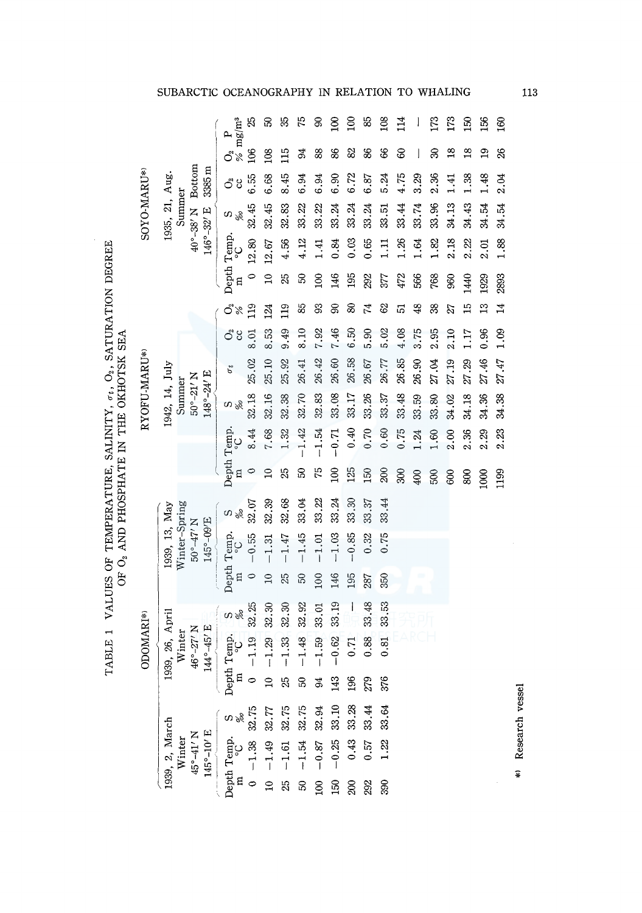# TABLE 1 VALUES OF TEMPERATURE, SALINITY, $\sigma_t$, $O_2$, SATURATION DEGREE OF $O_2$ AND PHOSPHATE IN THE OKHOTSK SEA

## ODOMARI*)

| 1939, 2, March, Winter, 45°-41′ N, 145°-10′ E | | | 1939, 26, April, Winter, 46°-27′ N, 144°-45′ E | | | 1939, 13, May, Winter-Spring, 50°-47′ N, 145°-09′ E | | |
|---|---|---|---|---|---|---|---|---|
| Depth m | Temp. °C | S ‰ | Depth m | Temp. °C | S ‰ | Depth m | Temp. °C | S ‰ |
| 0 | −1.38 | 32.75 | 0 | −1.19 | 32.25 | 0 | −0.55 | 32.07 |
| 10 | −1.49 | 32.77 | 10 | −1.29 | 32.30 | 10 | −1.31 | 32.39 |
| 25 | −1.61 | 32.75 | 25 | −1.33 | 32.30 | 25 | −1.47 | 32.68 |
| 50 | −1.54 | 32.75 | 50 | −1.48 | 32.92 | 50 | −1.45 | 33.04 |
| 100 | −0.87 | 32.94 | 94 | −1.59 | 33.01 | 100 | −1.01 | 33.22 |
| 150 | −0.25 | 33.10 | 143 | −0.62 | 33.19 | 146 | −1.03 | 33.24 |
| 200 | 0.43 | 33.28 | 196 | 0.71 | — | 195 | −0.85 | 33.30 |
| 292 | 0.57 | 33.44 | 279 | 0.88 | 33.48 | 287 | 0.32 | 33.37 |
| 390 | 1.22 | 33.64 | 376 | 0.81 | 33.53 | 350 | 0.75 | 33.44 |

## RYOFU-MARU*)

1942, 14, July, Summer, 50°-21′ N, 148°-24′ E

| Depth m | Temp. °C | S ‰ | $\sigma_t$ | $O_2$ cc | $O_2$ % |
|---|---|---|---|---|---|
| 0 | 8.44 | 32.18 | 25.02 | 8.01 | 119 |
| 10 | 7.68 | 32.16 | 25.10 | 8.53 | 124 |
| 25 | 1.32 | 32.38 | 25.92 | 9.49 | 119 |
| 50 | −1.42 | 32.70 | 26.41 | 8.10 | 85 |
| 75 | −1.54 | 32.83 | 26.42 | 7.92 | 93 |
| 100 | −0.71 | 33.08 | 26.60 | 7.46 | 90 |
| 125 | 0.40 | 33.17 | 26.58 | 6.50 | 80 |
| 150 | 0.70 | 33.26 | 26.67 | 5.90 | 74 |
| 200 | 0.60 | 33.37 | 26.77 | 5.02 | 62 |
| 300 | 0.75 | 33.48 | 26.85 | 4.08 | 51 |
| 400 | 1.24 | 33.59 | 26.90 | 3.75 | 48 |
| 500 | 1.60 | 33.80 | 27.04 | 2.95 | 38 |
| 600 | 2.00 | 34.02 | 27.19 | 2.10 | 27 |
| 800 | 2.36 | 34.18 | 27.29 | 1.17 | 15 |
| 1000 | 2.29 | 34.36 | 27.46 | 0.96 | 13 |
| 1199 | 2.23 | 34.38 | 27.47 | 1.09 | 14 |

## SOYO-MARU*)

1935, 21, Aug., Summer, 40°-38′ N, 146°-32′ E, Bottom 3385 m

| Depth m | Temp. °C | S ‰ | $O_2$ cc | $O_2$ % | P mg/m³ |
|---|---|---|---|---|---|
| 0 | 12.80 | 32.45 | 6.55 | 106 | 25 |
| 10 | 12.67 | 32.45 | 6.68 | 108 | 50 |
| 25 | 4.56 | 32.83 | 8.45 | 115 | 35 |
| 50 | 4.12 | 33.22 | 6.94 | 94 | 75 |
| 100 | 1.41 | 33.22 | 6.94 | 88 | 90 |
| 146 | 0.84 | 33.24 | 6.90 | 86 | 100 |
| 195 | 0.03 | 33.24 | 6.72 | 82 | 100 |
| 292 | 0.65 | 33.24 | 6.87 | 86 | 85 |
| 377 | 1.11 | 33.51 | 5.24 | 66 | 108 |
| 472 | 1.26 | 33.44 | 4.75 | 60 | 114 |
| 566 | 1.64 | 33.74 | 3.29 | — | — |
| 768 | 1.82 | 33.96 | 2.36 | 30 | 173 |
| 960 | 2.18 | 34.13 | 1.41 | 18 | 173 |
| 1440 | 2.22 | 34.43 | 1.38 | 18 | 150 |
| 1929 | 2.01 | 34.54 | 1.48 | 19 | 156 |
| 2893 | 1.88 | 34.54 | 2.04 | 26 | 160 |

*) Research vessel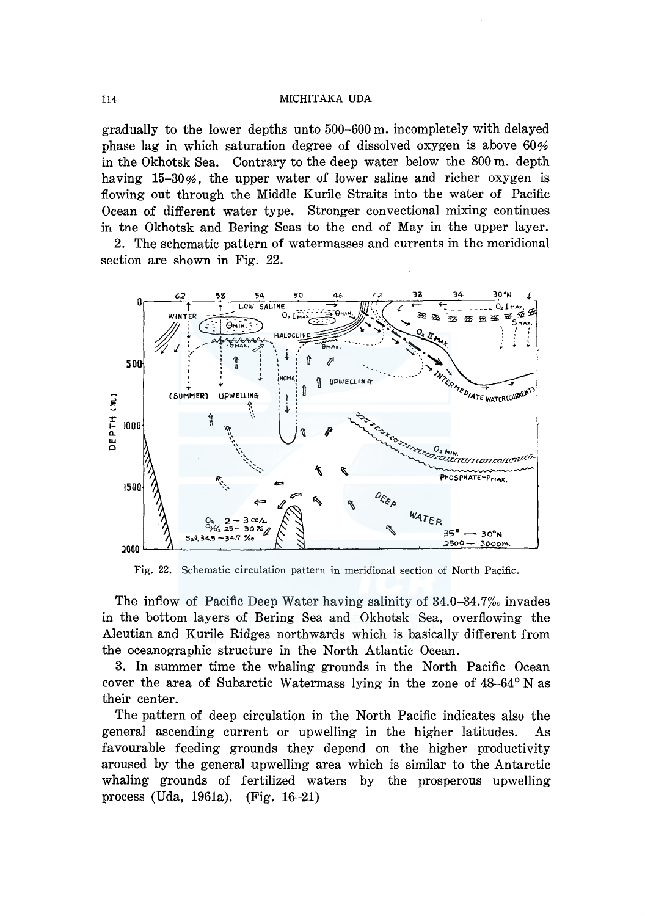gradually to the lower depths unto 500–600 m. incompletely with delayed phase lag in which saturation degree of dissolved oxygen is above 60% in the Okhotsk Sea. Contrary to the deep water below the 800 m. depth having 15–30%, the upper water of lower saline and richer oxygen is flowing out through the Middle Kurile Straits into the water of Pacific Ocean of different water type. Stronger convectional mixing continues in tne Okhotsk and Bering Seas to the end of May in the upper layer.

2. The schematic pattern of watermasses and currents in the meridional section are shown in Fig. 22.

Fig. 22. Schematic circulation pattern in meridional section of North Pacific.

The inflow of Pacific Deep Water having salinity of 34.0–34.7‰ invades in the bottom layers of Bering Sea and Okhotsk Sea, overflowing the Aleutian and Kurile Ridges northwards which is basically different from the oceanographic structure in the North Atlantic Ocean.

3. In summer time the whaling grounds in the North Pacific Ocean cover the area of Subarctic Watermass lying in the zone of 48–64° N as their center.

The pattern of deep circulation in the North Pacific indicates also the general ascending current or upwelling in the higher latitudes. As favourable feeding grounds they depend on the higher productivity aroused by the general upwelling area which is similar to the Antarctic whaling grounds of fertilized waters by the prosperous upwelling process (Uda, 1961a). (Fig. 16–21)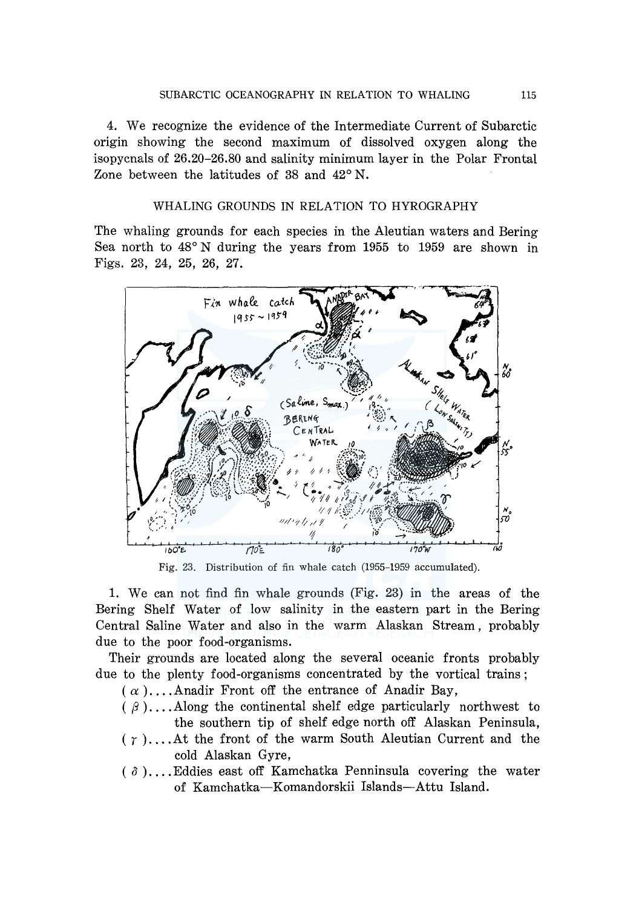4. We recognize the evidence of the Intermediate Current of Subarctic origin showing the second maximum of dissolved oxygen along the isopycnals of 26.20–26.80 and salinity minimum layer in the Polar Frontal Zone between the latitudes of 38 and 42° N.

## WHALING GROUNDS IN RELATION TO HYROGRAPHY

The whaling grounds for each species in the Aleutian waters and Bering Sea north to 48° N during the years from 1955 to 1959 are shown in Figs. 23, 24, 25, 26, 27.

Fig. 23. Distribution of fin whale catch (1955–1959 accumulated).

1. We can not find fin whale grounds (Fig. 23) in the areas of the Bering Shelf Water of low salinity in the eastern part in the Bering Central Saline Water and also in the warm Alaskan Stream, probably due to the poor food-organisms.

Their grounds are located along the several oceanic fronts probably due to the plenty food-organisms concentrated by the vortical trains;

- ( $\alpha$ )....Anadir Front off the entrance of Anadir Bay,
- ( $\beta$ )....Along the continental shelf edge particularly northwest to the southern tip of shelf edge north off Alaskan Peninsula,
- ( $\gamma$ )....At the front of the warm South Aleutian Current and the cold Alaskan Gyre,
- ( $\delta$ )....Eddies east off Kamchatka Penninsula covering the water of Kamchatka—Komandorskii Islands—Attu Island.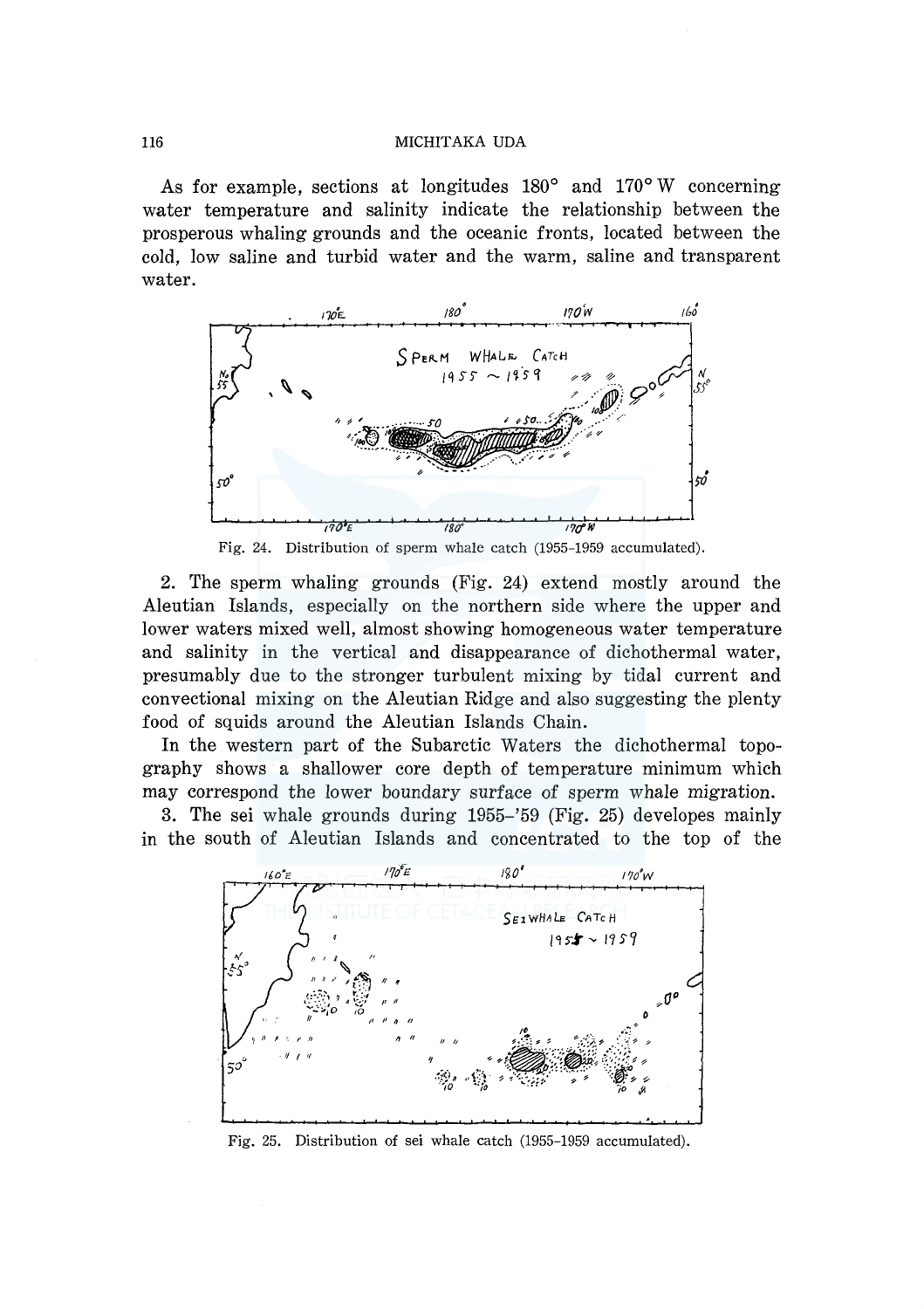As for example, sections at longitudes 180° and 170° W concerning water temperature and salinity indicate the relationship between the prosperous whaling grounds and the oceanic fronts, located between the cold, low saline and turbid water and the warm, saline and transparent water.

Fig. 24. Distribution of sperm whale catch (1955–1959 accumulated).

2. The sperm whaling grounds (Fig. 24) extend mostly around the Aleutian Islands, especially on the northern side where the upper and lower waters mixed well, almost showing homogeneous water temperature and salinity in the vertical and disappearance of dichothermal water, presumably due to the stronger turbulent mixing by tidal current and convectional mixing on the Aleutian Ridge and also suggesting the plenty food of squids around the Aleutian Islands Chain.

In the western part of the Subarctic Waters the dichothermal topography shows a shallower core depth of temperature minimum which may correspond the lower boundary surface of sperm whale migration.

3. The sei whale grounds during 1955–'59 (Fig. 25) developes mainly in the south of Aleutian Islands and concentrated to the top of the

Fig. 25. Distribution of sei whale catch (1955–1959 accumulated).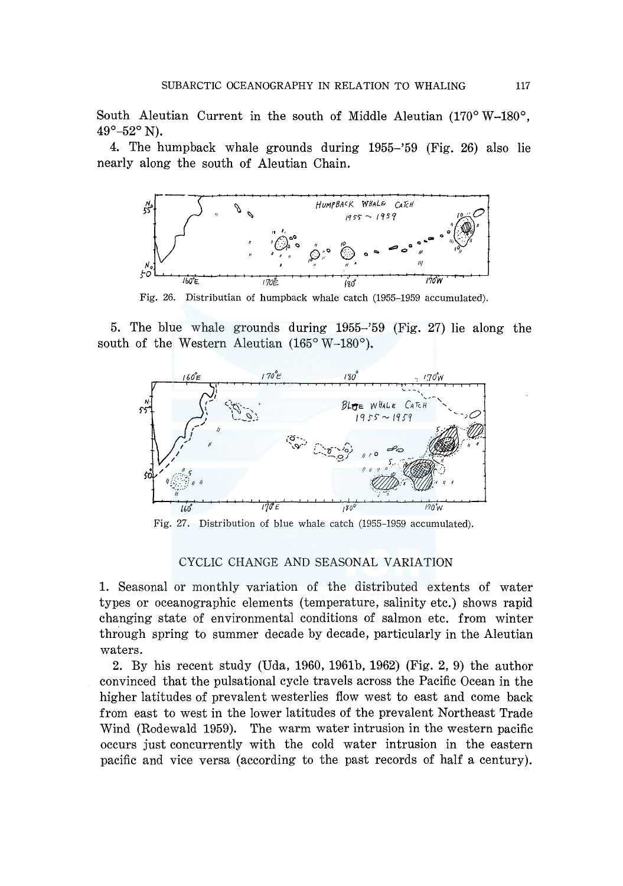South Aleutian Current in the south of Middle Aleutian (170° W–180°, 49°–52° N).

4. The humpback whale grounds during 1955–'59 (Fig. 26) also lie nearly along the south of Aleutian Chain.

Fig. 26. Distributian of humpback whale catch (1955–1959 accumulated).

5. The blue whale grounds during 1955–'59 (Fig. 27) lie along the south of the Western Aleutian (165° W–180°).

Fig. 27. Distribution of blue whale catch (1955–1959 accumulated).

## CYCLIC CHANGE AND SEASONAL VARIATION

1. Seasonal or monthly variation of the distributed extents of water types or oceanographic elements (temperature, salinity etc.) shows rapid changing state of environmental conditions of salmon etc. from winter through spring to summer decade by decade, particularly in the Aleutian waters.

2. By his recent study (Uda, 1960, 1961b, 1962) (Fig. 2, 9) the author convinced that the pulsational cycle travels across the Pacific Ocean in the higher latitudes of prevalent westerlies flow west to east and come back from east to west in the lower latitudes of the prevalent Northeast Trade Wind (Rodewald 1959). The warm water intrusion in the western pacific occurs just concurrently with the cold water intrusion in the eastern pacific and vice versa (according to the past records of half a century).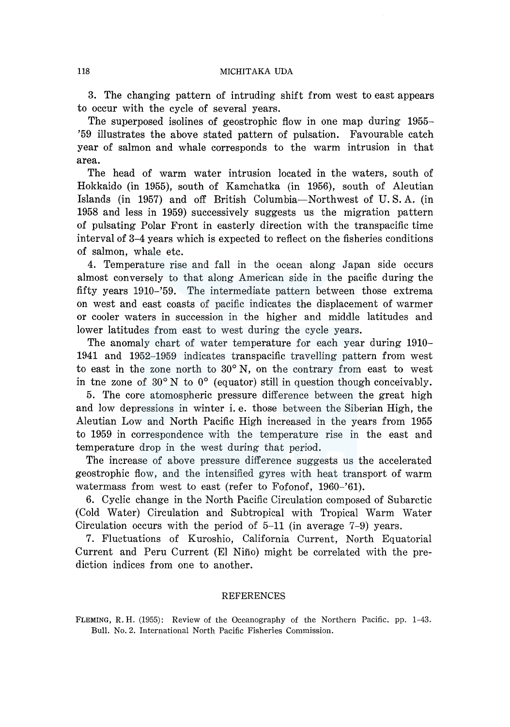3. The changing pattern of intruding shift from west to east appears to occur with the cycle of several years.

The superposed isolines of geostrophic flow in one map during 1955–'59 illustrates the above stated pattern of pulsation. Favourable catch year of salmon and whale corresponds to the warm intrusion in that area.

The head of warm water intrusion located in the waters, south of Hokkaido (in 1955), south of Kamchatka (in 1956), south of Aleutian Islands (in 1957) and off British Columbia—Northwest of U. S. A. (in 1958 and less in 1959) successively suggests us the migration pattern of pulsating Polar Front in easterly direction with the transpacific time interval of 3–4 years which is expected to reflect on the fisheries conditions of salmon, whale etc.

4. Temperature rise and fall in the ocean along Japan side occurs almost conversely to that along American side in the pacific during the fifty years 1910–'59. The intermediate pattern between those extrema on west and east coasts of pacific indicates the displacement of warmer or cooler waters in succession in the higher and middle latitudes and lower latitudes from east to west during the cycle years.

The anomaly chart of water temperature for each year during 1910–1941 and 1952–1959 indicates transpacific travelling pattern from west to east in the zone north to 30° N, on the contrary from east to west in tne zone of 30° N to 0° (equator) still in question though conceivably.

5. The core atomospheric pressure difference between the great high and low depressions in winter i. e. those between the Siberian High, the Aleutian Low and North Pacific High increased in the years from 1955 to 1959 in correspondence with the temperature rise in the east and temperature drop in the west during that period.

The increase of above pressure difference suggests us the accelerated geostrophic flow, and the intensified gyres with heat transport of warm watermass from west to east (refer to Fofonof, 1960–'61).

6. Cyclic change in the North Pacific Circulation composed of Subarctic (Cold Water) Circulation and Subtropical with Tropical Warm Water Circulation occurs with the period of 5–11 (in average 7–9) years.

7. Fluctuations of Kuroshio, California Current, North Equatorial Current and Peru Current (El Niño) might be correlated with the prediction indices from one to another.

## REFERENCES

FLEMING, R. H. (1955): Review of the Oceanography of the Northern Pacific. pp. 1–43. Bull. No. 2. International North Pacific Fisheries Commission.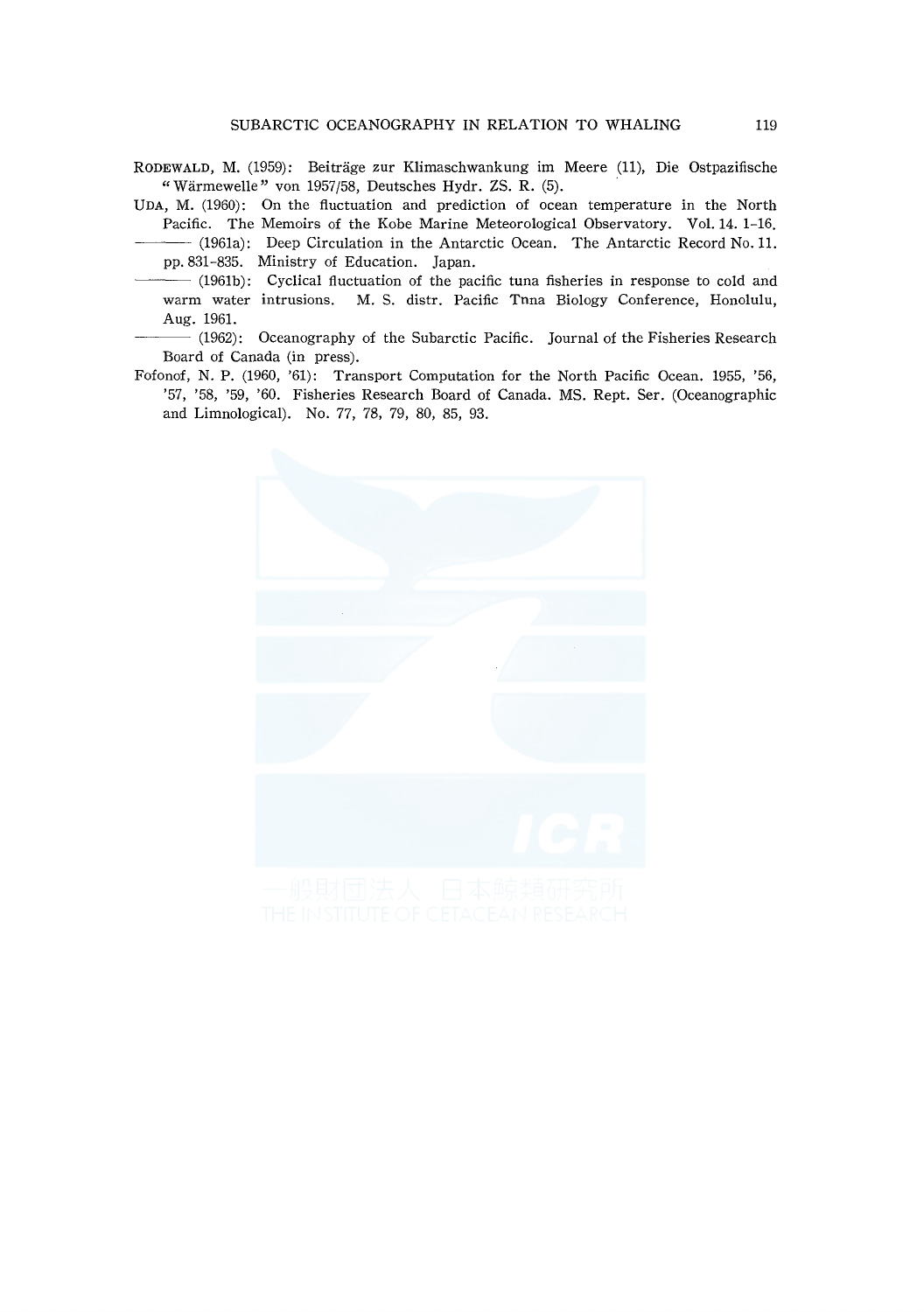RODEWALD, M. (1959): Beiträge zur Klimaschwankung im Meere (11), Die Ostpazifische "Wärmewelle" von 1957/58, Deutsches Hydr. ZS. R. (5).

UDA, M. (1960): On the fluctuation and prediction of ocean temperature in the North Pacific. The Memoirs of the Kobe Marine Meteorological Observatory. Vol. 14. 1-16.

——— (1961a): Deep Circulation in the Antarctic Ocean. The Antarctic Record No. 11. pp. 831-835. Ministry of Education. Japan.

——— (1961b): Cyclical fluctuation of the pacific tuna fisheries in response to cold and warm water intrusions. M. S. distr. Pacific Tuna Biology Conference, Honolulu, Aug. 1961.

——— (1962): Oceanography of the Subarctic Pacific. Journal of the Fisheries Research Board of Canada (in press).

Fofonof, N. P. (1960, '61): Transport Computation for the North Pacific Ocean. 1955, '56, '57, '58, '59, '60. Fisheries Research Board of Canada. MS. Rept. Ser. (Oceanographic and Limnological). No. 77, 78, 79, 80, 85, 93.